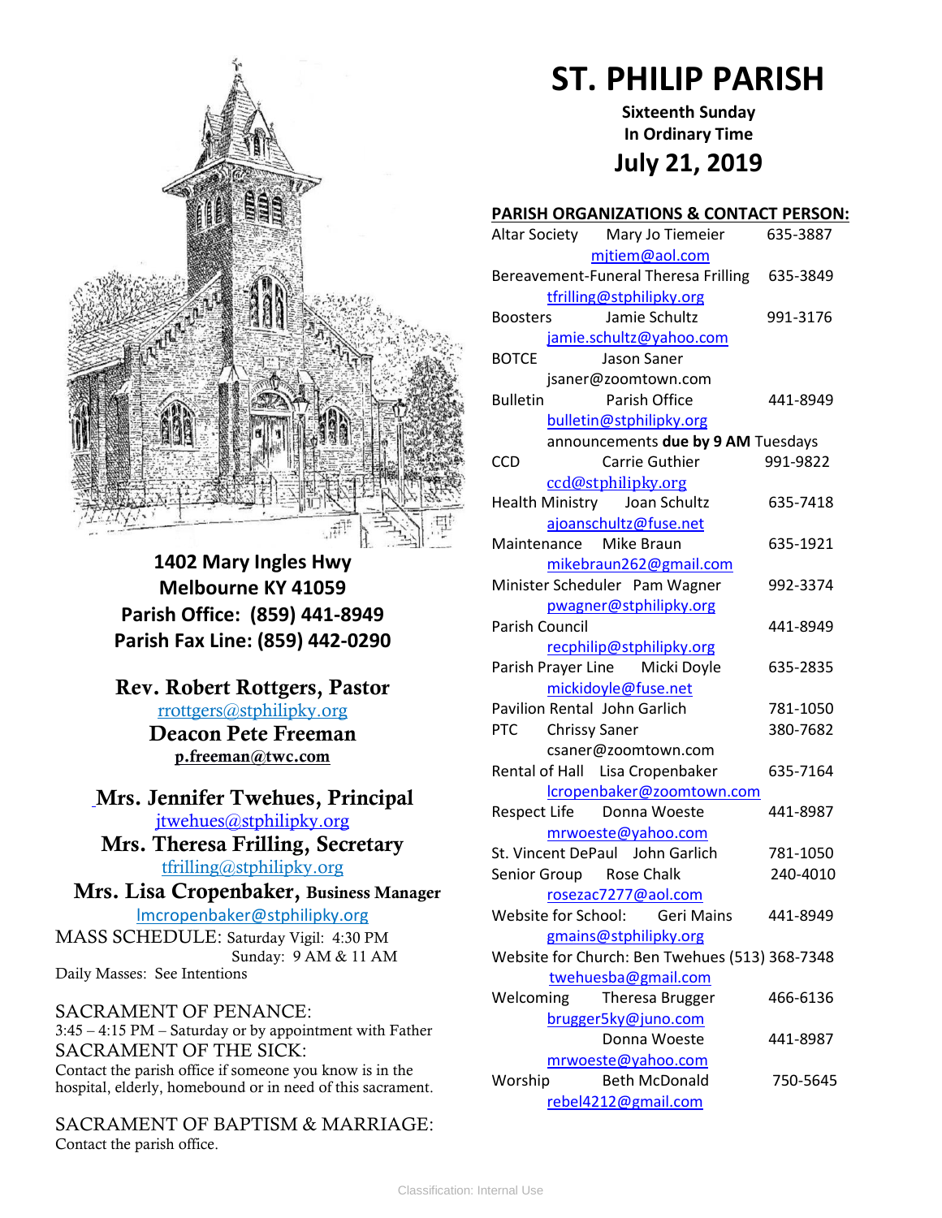# ST. PHILIP PARISH

**Sixteenth Sunday In Ordinary Time**

## July 21, 2019

**1402 Mary Ingles Hwy**
**Melbourne KY 41059**
**Parish Office: (859) 441-8949**
**Parish Fax Line: (859) 442-0290**

**Rev. Robert Rottgers, Pastor**
rrottgers@stphilipky.org
**Deacon Pete Freeman**
**p.freeman@twc.com**

**Mrs. Jennifer Twehues, Principal**
jtwehues@stphilipky.org
**Mrs. Theresa Frilling, Secretary**
tfrilling@stphilipky.org
**Mrs. Lisa Cropenbaker, Business Manager**
lmcropenbaker@stphilipky.org

MASS SCHEDULE: Saturday Vigil: 4:30 PM
Sunday: 9 AM & 11 AM
Daily Masses: See Intentions

SACRAMENT OF PENANCE:
3:45 – 4:15 PM – Saturday or by appointment with Father

SACRAMENT OF THE SICK:
Contact the parish office if someone you know is in the hospital, elderly, homebound or in need of this sacrament.

SACRAMENT OF BAPTISM & MARRIAGE:
Contact the parish office.

## PARISH ORGANIZATIONS & CONTACT PERSON:

Altar Society — Mary Jo Tiemeier — 635-3887
mjtiem@aol.com

Bereavement-Funeral — Theresa Frilling — 635-3849
tfrilling@stphilipky.org

Boosters — Jamie Schultz — 991-3176
jamie.schultz@yahoo.com

BOTCE — Jason Saner
jsaner@zoomtown.com

Bulletin — Parish Office — 441-8949
bulletin@stphilipky.org
announcements **due by 9 AM** Tuesdays

CCD — Carrie Guthier — 991-9822
ccd@stphilipky.org

Health Ministry — Joan Schultz — 635-7418
ajoanschultz@fuse.net

Maintenance — Mike Braun — 635-1921
mikebraun262@gmail.com

Minister Scheduler — Pam Wagner — 992-3374
pwagner@stphilipky.org

Parish Council — 441-8949
recphilip@stphilipky.org

Parish Prayer Line — Micki Doyle — 635-2835
mickidoyle@fuse.net

Pavilion Rental — John Garlich — 781-1050

PTC — Chrissy Saner — 380-7682
csaner@zoomtown.com

Rental of Hall — Lisa Cropenbaker — 635-7164
lcropenbaker@zoomtown.com

Respect Life — Donna Woeste — 441-8987
mrwoeste@yahoo.com

St. Vincent DePaul — John Garlich — 781-1050

Senior Group — Rose Chalk — 240-4010
rosezac7277@aol.com

Website for School: — Geri Mains — 441-8949
gmains@stphilipky.org

Website for Church: Ben Twehues — (513) 368-7348
twehuesba@gmail.com

Welcoming — Theresa Brugger — 466-6136
brugger5ky@juno.com
Donna Woeste — 441-8987
mrwoeste@yahoo.com

Worship — Beth McDonald — 750-5645
rebel4212@gmail.com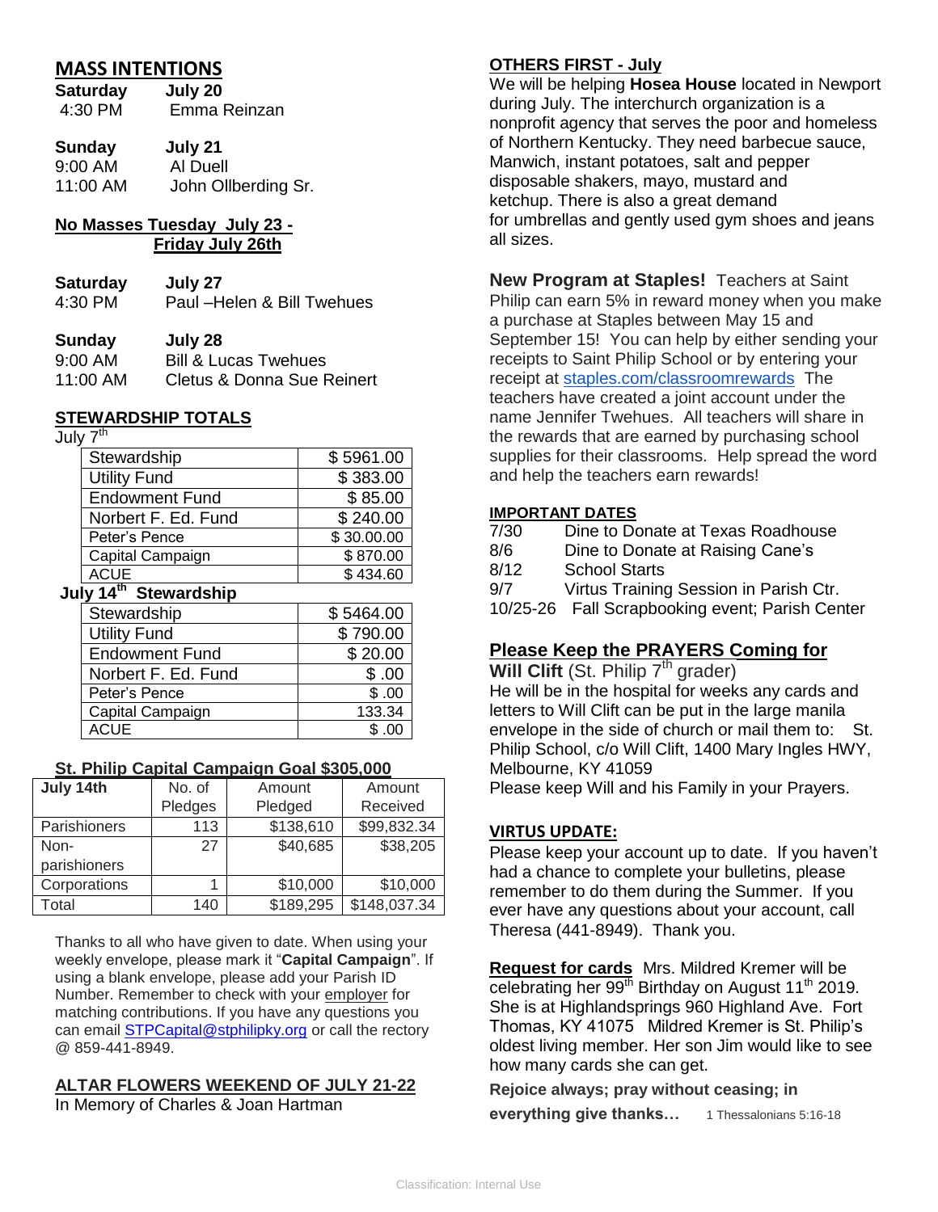## MASS INTENTIONS

**Saturday** **July 20**
4:30 PM Emma Reinzan

**Sunday** **July 21**
9:00 AM Al Duell
11:00 AM John Ollberding Sr.

**No Masses Tuesday July 23 - Friday July 26th**

**Saturday** **July 27**
4:30 PM Paul –Helen & Bill Twehues

**Sunday** **July 28**
9:00 AM Bill & Lucas Twehues
11:00 AM Cletus & Donna Sue Reinert

## STEWARDSHIP TOTALS

July 7th

| | |
|---|---|
| Stewardship | $ 5961.00 |
| Utility Fund | $ 383.00 |
| Endowment Fund | $ 85.00 |
| Norbert F. Ed. Fund | $ 240.00 |
| Peter's Pence | $ 30.00.00 |
| Capital Campaign | $ 870.00 |
| ACUE | $ 434.60 |

**July 14th Stewardship**

| | |
|---|---|
| Stewardship | $ 5464.00 |
| Utility Fund | $ 790.00 |
| Endowment Fund | $ 20.00 |
| Norbert F. Ed. Fund | $ .00 |
| Peter's Pence | $ .00 |
| Capital Campaign | 133.34 |
| ACUE | $ .00 |

### St. Philip Capital Campaign Goal $305,000

| July 14th | No. of Pledges | Amount Pledged | Amount Received |
|---|---|---|---|
| Parishioners | 113 | $138,610 | $99,832.34 |
| Non-parishioners | 27 | $40,685 | $38,205 |
| Corporations | 1 | $10,000 | $10,000 |
| Total | 140 | $189,295 | $148,037.34 |

Thanks to all who have given to date. When using your weekly envelope, please mark it "**Capital Campaign**". If using a blank envelope, please add your Parish ID Number. Remember to check with your employer for matching contributions. If you have any questions you can email STPCapital@stphilipky.org or call the rectory @ 859-441-8949.

### ALTAR FLOWERS WEEKEND OF JULY 21-22

In Memory of Charles & Joan Hartman

### OTHERS FIRST - July

We will be helping **Hosea House** located in Newport during July. The interchurch organization is a nonprofit agency that serves the poor and homeless of Northern Kentucky. They need barbecue sauce, Manwich, instant potatoes, salt and pepper disposable shakers, mayo, mustard and ketchup. There is also a great demand for umbrellas and gently used gym shoes and jeans all sizes.

**New Program at Staples!** Teachers at Saint Philip can earn 5% in reward money when you make a purchase at Staples between May 15 and September 15! You can help by either sending your receipts to Saint Philip School or by entering your receipt at staples.com/classroomrewards The teachers have created a joint account under the name Jennifer Twehues. All teachers will share in the rewards that are earned by purchasing school supplies for their classrooms. Help spread the word and help the teachers earn rewards!

### IMPORTANT DATES

| | |
|---|---|
| 7/30 | Dine to Donate at Texas Roadhouse |
| 8/6 | Dine to Donate at Raising Cane's |
| 8/12 | School Starts |
| 9/7 | Virtus Training Session in Parish Ctr. |
| 10/25-26 | Fall Scrapbooking event; Parish Center |

### Please Keep the PRAYERS Coming for

**Will Clift** (St. Philip 7th grader)
He will be in the hospital for weeks any cards and letters to Will Clift can be put in the large manila envelope in the side of church or mail them to: St. Philip School, c/o Will Clift, 1400 Mary Ingles HWY, Melbourne, KY 41059
Please keep Will and his Family in your Prayers.

### VIRTUS UPDATE:

Please keep your account up to date. If you haven't had a chance to complete your bulletins, please remember to do them during the Summer. If you ever have any questions about your account, call Theresa (441-8949). Thank you.

**Request for cards** Mrs. Mildred Kremer will be celebrating her 99th Birthday on August 11th 2019. She is at Highlandsprings 960 Highland Ave. Fort Thomas, KY 41075 Mildred Kremer is St. Philip's oldest living member. Her son Jim would like to see how many cards she can get.

**Rejoice always; pray without ceasing; in everything give thanks…** 1 Thessalonians 5:16-18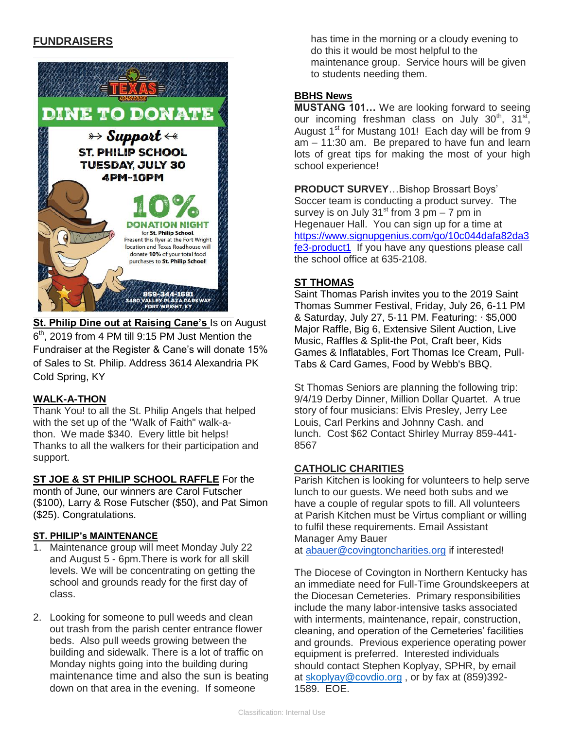## FUNDRAISERS

TEXAS ROADHOUSE

DINE TO DONATE

Support

ST. PHILIP SCHOOL
TUESDAY, JULY 30
4PM-10PM

10%

DONATION NIGHT

for St. Philip School.
Present this flyer at the Fort Wright location and Texas Roadhouse will donate 10% of your total food purchases to St. Philip School!

859-344-1681
3480 VALLEY PLAZA PARKWAY
FORT WRIGHT, KY

**St. Philip Dine out at Raising Cane's** Is on August 6th, 2019 from 4 PM till 9:15 PM Just Mention the Fundraiser at the Register & Cane's will donate 15% of Sales to St. Philip. Address 3614 Alexandria PK Cold Spring, KY

**WALK-A-THON**
Thank You! to all the St. Philip Angels that helped with the set up of the "Walk of Faith" walk-a-thon. We made $340. Every little bit helps! Thanks to all the walkers for their participation and support.

**ST JOE & ST PHILIP SCHOOL RAFFLE** For the month of June, our winners are Carol Futscher ($100), Larry & Rose Futscher ($50), and Pat Simon ($25). Congratulations.

**ST. PHILIP's MAINTENANCE**

1. Maintenance group will meet Monday July 22 and August 5 - 6pm.There is work for all skill levels. We will be concentrating on getting the school and grounds ready for the first day of class.

2. Looking for someone to pull weeds and clean out trash from the parish center entrance flower beds. Also pull weeds growing between the building and sidewalk. There is a lot of traffic on Monday nights going into the building during maintenance time and also the sun is beating down on that area in the evening. If someone has time in the morning or a cloudy evening to do this it would be most helpful to the maintenance group. Service hours will be given to students needing them.

**BBHS News**
**MUSTANG 101…** We are looking forward to seeing our incoming freshman class on July 30th, 31st, August 1st for Mustang 101! Each day will be from 9 am – 11:30 am. Be prepared to have fun and learn lots of great tips for making the most of your high school experience!

**PRODUCT SURVEY**…Bishop Brossart Boys' Soccer team is conducting a product survey. The survey is on July 31st from 3 pm – 7 pm in Hegenauer Hall. You can sign up for a time at https://www.signupgenius.com/go/10c044dafa82da3fe3-product1 If you have any questions please call the school office at 635-2108.

**ST THOMAS**
Saint Thomas Parish invites you to the 2019 Saint Thomas Summer Festival, Friday, July 26, 6-11 PM & Saturday, July 27, 5-11 PM. Featuring: · $5,000 Major Raffle, Big 6, Extensive Silent Auction, Live Music, Raffles & Split-the Pot, Craft beer, Kids Games & Inflatables, Fort Thomas Ice Cream, Pull-Tabs & Card Games, Food by Webb's BBQ.

St Thomas Seniors are planning the following trip: 9/4/19 Derby Dinner, Million Dollar Quartet. A true story of four musicians: Elvis Presley, Jerry Lee Louis, Carl Perkins and Johnny Cash. and lunch. Cost $62 Contact Shirley Murray 859-441-8567

**CATHOLIC CHARITIES**
Parish Kitchen is looking for volunteers to help serve lunch to our guests. We need both subs and we have a couple of regular spots to fill. All volunteers at Parish Kitchen must be Virtus compliant or willing to fulfil these requirements. Email Assistant Manager Amy Bauer at abauer@covingtoncharities.org if interested!

The Diocese of Covington in Northern Kentucky has an immediate need for Full-Time Groundskeepers at the Diocesan Cemeteries. Primary responsibilities include the many labor-intensive tasks associated with interments, maintenance, repair, construction, cleaning, and operation of the Cemeteries' facilities and grounds. Previous experience operating power equipment is preferred. Interested individuals should contact Stephen Koplyay, SPHR, by email at skoplyay@covdio.org , or by fax at (859)392-1589. EOE.